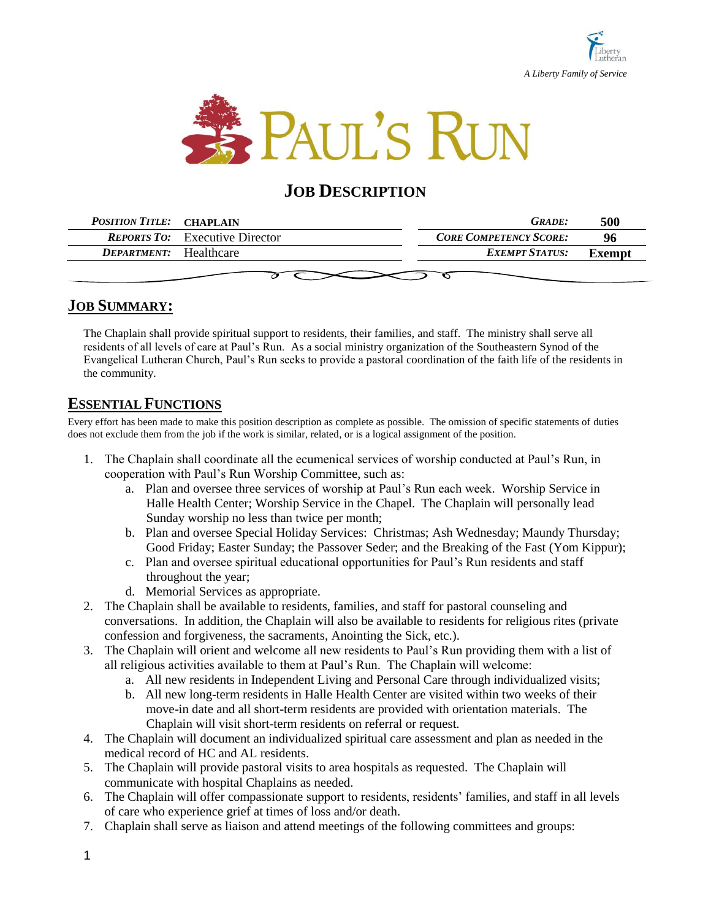A Liberty Family of Service

# PAUL'S RUN

## JOB DESCRIPTION

| | | | |
|---|---|---|---|
| ***POSITION TITLE:*** | **CHAPLAIN** | ***GRADE:*** | **500** |
| ***REPORTS TO:*** | Executive Director | ***CORE COMPETENCY SCORE:*** | **96** |
| ***DEPARTMENT:*** | Healthcare | ***EXEMPT STATUS:*** | **Exempt** |

## JOB SUMMARY:

The Chaplain shall provide spiritual support to residents, their families, and staff. The ministry shall serve all residents of all levels of care at Paul's Run. As a social ministry organization of the Southeastern Synod of the Evangelical Lutheran Church, Paul's Run seeks to provide a pastoral coordination of the faith life of the residents in the community.

## ESSENTIAL FUNCTIONS

Every effort has been made to make this position description as complete as possible. The omission of specific statements of duties does not exclude them from the job if the work is similar, related, or is a logical assignment of the position.

1. The Chaplain shall coordinate all the ecumenical services of worship conducted at Paul's Run, in cooperation with Paul's Run Worship Committee, such as:
   a. Plan and oversee three services of worship at Paul's Run each week. Worship Service in Halle Health Center; Worship Service in the Chapel. The Chaplain will personally lead Sunday worship no less than twice per month;
   b. Plan and oversee Special Holiday Services: Christmas; Ash Wednesday; Maundy Thursday; Good Friday; Easter Sunday; the Passover Seder; and the Breaking of the Fast (Yom Kippur);
   c. Plan and oversee spiritual educational opportunities for Paul's Run residents and staff throughout the year;
   d. Memorial Services as appropriate.
2. The Chaplain shall be available to residents, families, and staff for pastoral counseling and conversations. In addition, the Chaplain will also be available to residents for religious rites (private confession and forgiveness, the sacraments, Anointing the Sick, etc.).
3. The Chaplain will orient and welcome all new residents to Paul's Run providing them with a list of all religious activities available to them at Paul's Run. The Chaplain will welcome:
   a. All new residents in Independent Living and Personal Care through individualized visits;
   b. All new long-term residents in Halle Health Center are visited within two weeks of their move-in date and all short-term residents are provided with orientation materials. The Chaplain will visit short-term residents on referral or request.
4. The Chaplain will document an individualized spiritual care assessment and plan as needed in the medical record of HC and AL residents.
5. The Chaplain will provide pastoral visits to area hospitals as requested. The Chaplain will communicate with hospital Chaplains as needed.
6. The Chaplain will offer compassionate support to residents, residents' families, and staff in all levels of care who experience grief at times of loss and/or death.
7. Chaplain shall serve as liaison and attend meetings of the following committees and groups: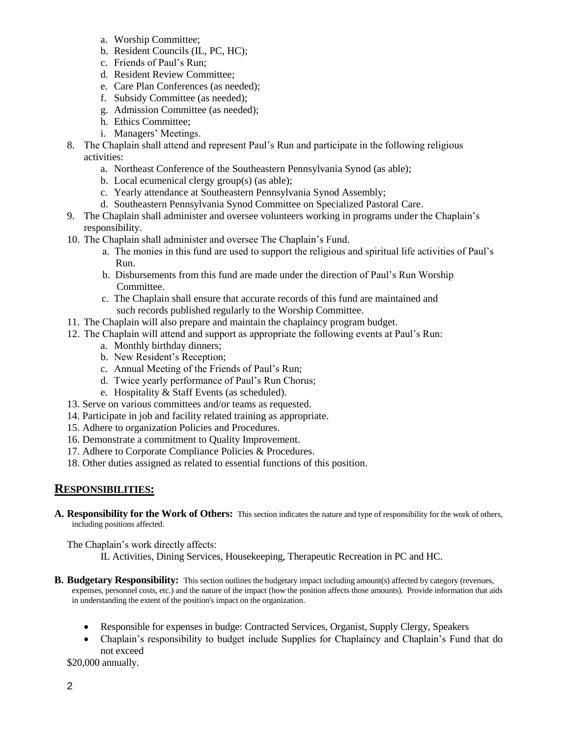a. Worship Committee;
   b. Resident Councils (IL, PC, HC);
   c. Friends of Paul's Run;
   d. Resident Review Committee;
   e. Care Plan Conferences (as needed);
   f. Subsidy Committee (as needed);
   g. Admission Committee (as needed);
   h. Ethics Committee;
   i. Managers' Meetings.

8. The Chaplain shall attend and represent Paul's Run and participate in the following religious activities:
   a. Northeast Conference of the Southeastern Pennsylvania Synod (as able);
   b. Local ecumenical clergy group(s) (as able);
   c. Yearly attendance at Southeastern Pennsylvania Synod Assembly;
   d. Southeastern Pennsylvania Synod Committee on Specialized Pastoral Care.
9. The Chaplain shall administer and oversee volunteers working in programs under the Chaplain's responsibility.
10. The Chaplain shall administer and oversee The Chaplain's Fund.
    a. The monies in this fund are used to support the religious and spiritual life activities of Paul's Run.
    b. Disbursements from this fund are made under the direction of Paul's Run Worship Committee.
    c. The Chaplain shall ensure that accurate records of this fund are maintained and such records published regularly to the Worship Committee.
11. The Chaplain will also prepare and maintain the chaplaincy program budget.
12. The Chaplain will attend and support as appropriate the following events at Paul's Run:
    a. Monthly birthday dinners;
    b. New Resident's Reception;
    c. Annual Meeting of the Friends of Paul's Run;
    d. Twice yearly performance of Paul's Run Chorus;
    e. Hospitality & Staff Events (as scheduled).
13. Serve on various committees and/or teams as requested.
14. Participate in job and facility related training as appropriate.
15. Adhere to organization Policies and Procedures.
16. Demonstrate a commitment to Quality Improvement.
17. Adhere to Corporate Compliance Policies & Procedures.
18. Other duties assigned as related to essential functions of this position.

## RESPONSIBILITIES:

**A. Responsibility for the Work of Others:** This section indicates the nature and type of responsibility for the work of others, including positions affected.

The Chaplain's work directly affects:

IL Activities, Dining Services, Housekeeping, Therapeutic Recreation in PC and HC.

**B. Budgetary Responsibility:** This section outlines the budgetary impact including amount(s) affected by category (revenues, expenses, personnel costs, etc.) and the nature of the impact (how the position affects those amounts). Provide information that aids in understanding the extent of the position's impact on the organization.

- Responsible for expenses in budge: Contracted Services, Organist, Supply Clergy, Speakers
- Chaplain's responsibility to budget include Supplies for Chaplaincy and Chaplain's Fund that do not exceed

$20,000 annually.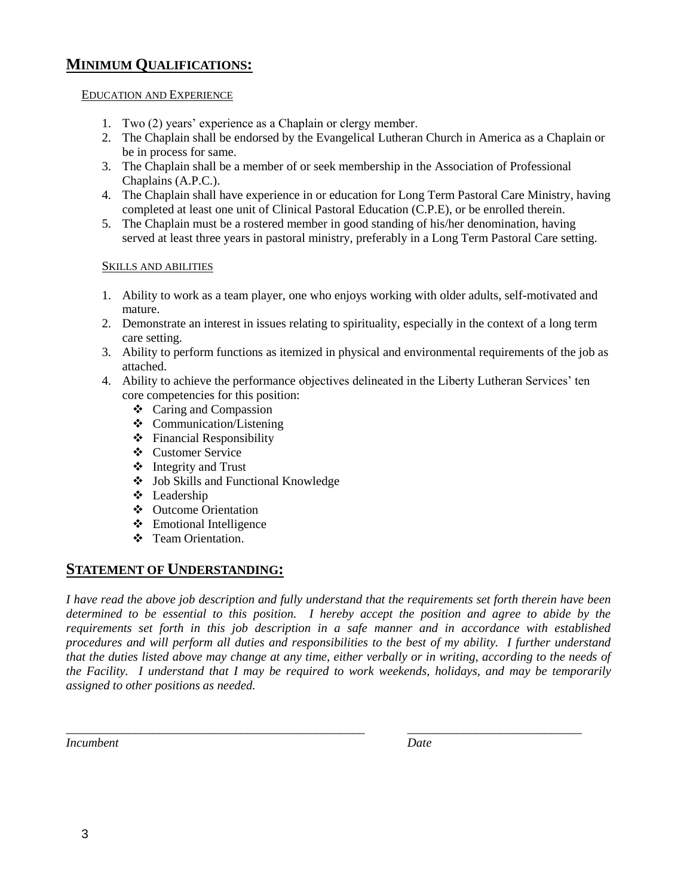## Minimum Qualifications:

### Education and Experience

1. Two (2) years' experience as a Chaplain or clergy member.
2. The Chaplain shall be endorsed by the Evangelical Lutheran Church in America as a Chaplain or be in process for same.
3. The Chaplain shall be a member of or seek membership in the Association of Professional Chaplains (A.P.C.).
4. The Chaplain shall have experience in or education for Long Term Pastoral Care Ministry, having completed at least one unit of Clinical Pastoral Education (C.P.E), or be enrolled therein.
5. The Chaplain must be a rostered member in good standing of his/her denomination, having served at least three years in pastoral ministry, preferably in a Long Term Pastoral Care setting.

### Skills and Abilities

1. Ability to work as a team player, one who enjoys working with older adults, self-motivated and mature.
2. Demonstrate an interest in issues relating to spirituality, especially in the context of a long term care setting.
3. Ability to perform functions as itemized in physical and environmental requirements of the job as attached.
4. Ability to achieve the performance objectives delineated in the Liberty Lutheran Services' ten core competencies for this position:
   - Caring and Compassion
   - Communication/Listening
   - Financial Responsibility
   - Customer Service
   - Integrity and Trust
   - Job Skills and Functional Knowledge
   - Leadership
   - Outcome Orientation
   - Emotional Intelligence
   - Team Orientation.

## Statement of Understanding:

*I have read the above job description and fully understand that the requirements set forth therein have been determined to be essential to this position. I hereby accept the position and agree to abide by the requirements set forth in this job description in a safe manner and in accordance with established procedures and will perform all duties and responsibilities to the best of my ability. I further understand that the duties listed above may change at any time, either verbally or in writing, according to the needs of the Facility. I understand that I may be required to work weekends, holidays, and may be temporarily assigned to other positions as needed.*

\_\_\_\_\_\_\_\_\_\_\_\_\_\_\_\_\_\_\_\_\_\_\_\_\_\_\_\_\_\_\_\_\_\_\_\_\_\_\_\_ \_\_\_\_\_\_\_\_\_\_\_\_\_\_\_\_\_\_\_\_\_\_\_\_\_\_\_\_

*Incumbent* *Date*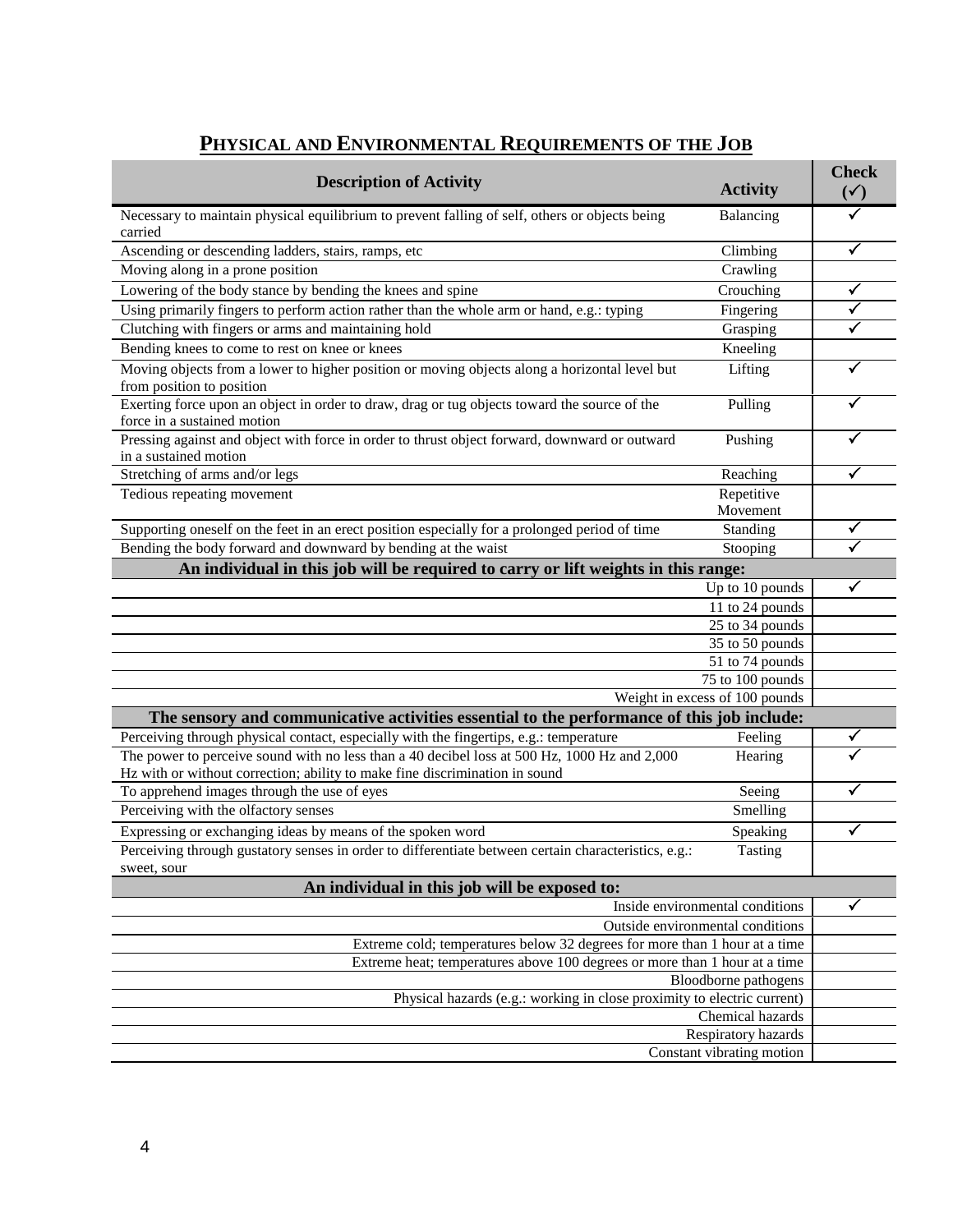## PHYSICAL AND ENVIRONMENTAL REQUIREMENTS OF THE JOB

| Description of Activity | Activity | Check (✓) |
|---|---|---|
| Necessary to maintain physical equilibrium to prevent falling of self, others or objects being carried | Balancing | ✓ |
| Ascending or descending ladders, stairs, ramps, etc | Climbing | ✓ |
| Moving along in a prone position | Crawling | |
| Lowering of the body stance by bending the knees and spine | Crouching | ✓ |
| Using primarily fingers to perform action rather than the whole arm or hand, e.g.: typing | Fingering | ✓ |
| Clutching with fingers or arms and maintaining hold | Grasping | ✓ |
| Bending knees to come to rest on knee or knees | Kneeling | |
| Moving objects from a lower to higher position or moving objects along a horizontal level but from position to position | Lifting | ✓ |
| Exerting force upon an object in order to draw, drag or tug objects toward the source of the force in a sustained motion | Pulling | ✓ |
| Pressing against and object with force in order to thrust object forward, downward or outward in a sustained motion | Pushing | ✓ |
| Stretching of arms and/or legs | Reaching | ✓ |
| Tedious repeating movement | Repetitive Movement | |
| Supporting oneself on the feet in an erect position especially for a prolonged period of time | Standing | ✓ |
| Bending the body forward and downward by bending at the waist | Stooping | ✓ |
| **An individual in this job will be required to carry or lift weights in this range:** | | |
| | Up to 10 pounds | ✓ |
| | 11 to 24 pounds | |
| | 25 to 34 pounds | |
| | 35 to 50 pounds | |
| | 51 to 74 pounds | |
| | 75 to 100 pounds | |
| | Weight in excess of 100 pounds | |
| **The sensory and communicative activities essential to the performance of this job include:** | | |
| Perceiving through physical contact, especially with the fingertips, e.g.: temperature | Feeling | ✓ |
| The power to perceive sound with no less than a 40 decibel loss at 500 Hz, 1000 Hz and 2,000 Hz with or without correction; ability to make fine discrimination in sound | Hearing | ✓ |
| To apprehend images through the use of eyes | Seeing | ✓ |
| Perceiving with the olfactory senses | Smelling | |
| Expressing or exchanging ideas by means of the spoken word | Speaking | ✓ |
| Perceiving through gustatory senses in order to differentiate between certain characteristics, e.g.: sweet, sour | Tasting | |
| **An individual in this job will be exposed to:** | | |
| | Inside environmental conditions | ✓ |
| | Outside environmental conditions | |
| | Extreme cold; temperatures below 32 degrees for more than 1 hour at a time | |
| | Extreme heat; temperatures above 100 degrees or more than 1 hour at a time | |
| | Bloodborne pathogens | |
| | Physical hazards (e.g.: working in close proximity to electric current) | |
| | Chemical hazards | |
| | Respiratory hazards | |
| | Constant vibrating motion | |